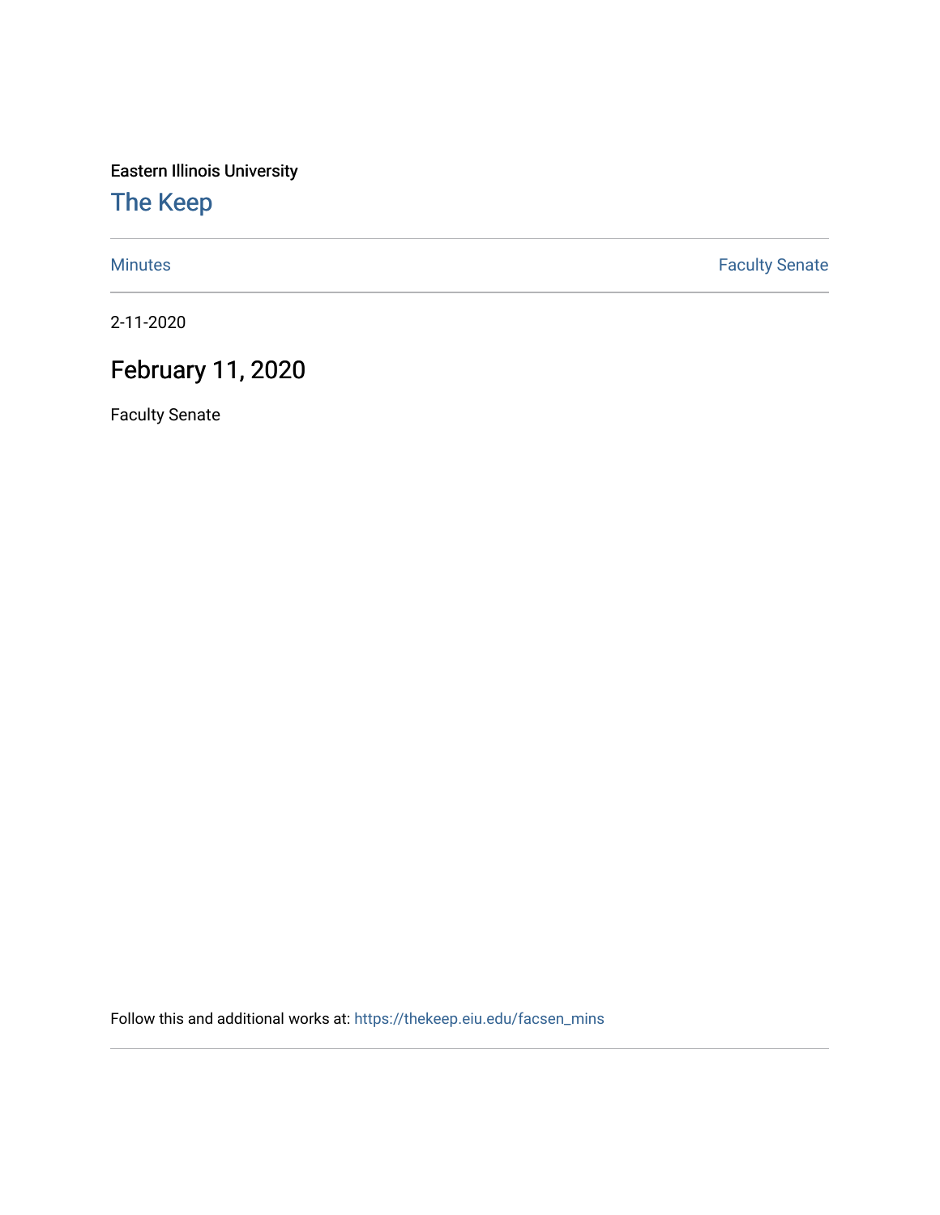Eastern Illinois University

# The Keep

Minutes | Faculty Senate
---|---

2-11-2020

## February 11, 2020

Faculty Senate

Follow this and additional works at: https://thekeep.eiu.edu/facsen_mins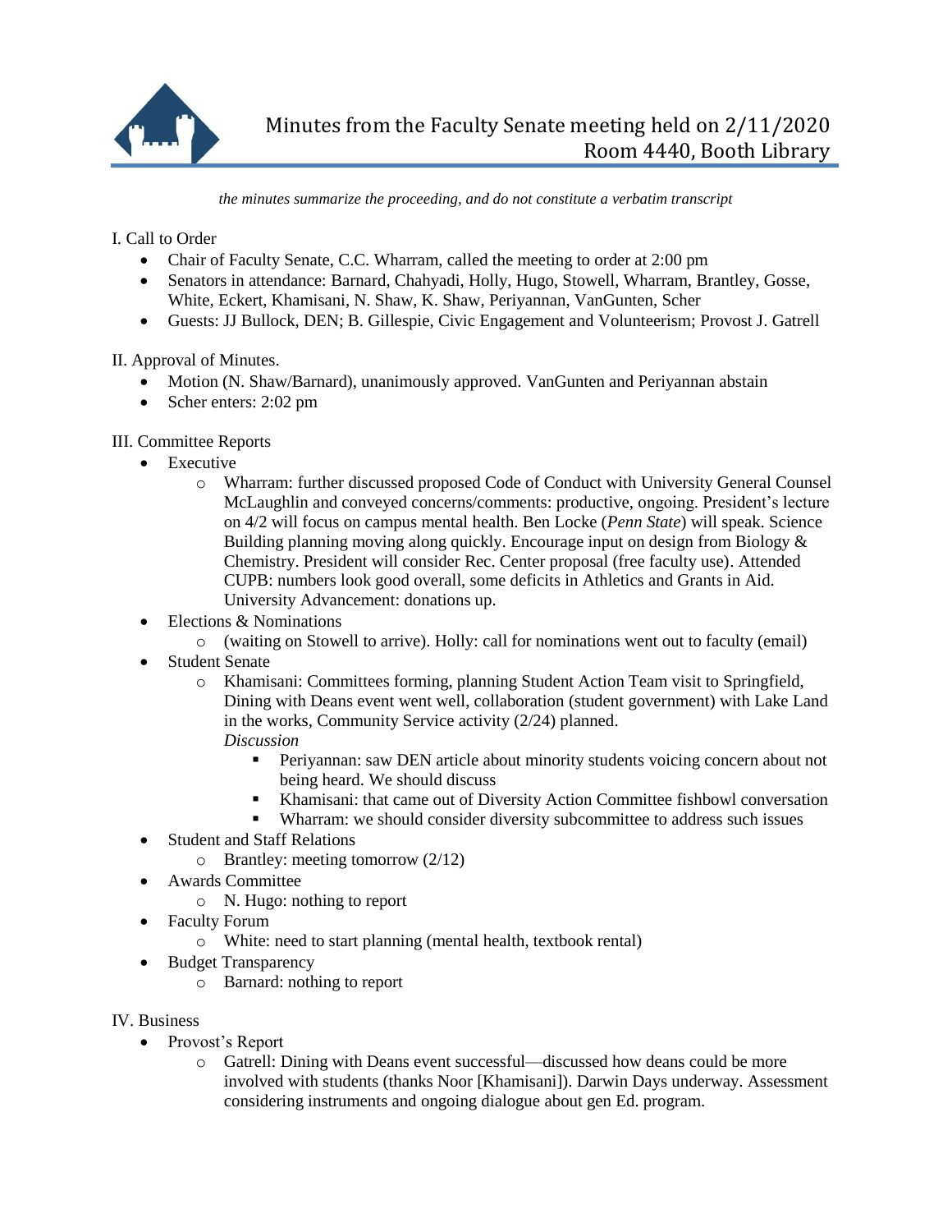# Minutes from the Faculty Senate meeting held on 2/11/2020
## Room 4440, Booth Library

*the minutes summarize the proceeding, and do not constitute a verbatim transcript*

I. Call to Order

- Chair of Faculty Senate, C.C. Wharram, called the meeting to order at 2:00 pm
- Senators in attendance: Barnard, Chahyadi, Holly, Hugo, Stowell, Wharram, Brantley, Gosse, White, Eckert, Khamisani, N. Shaw, K. Shaw, Periyannan, VanGunten, Scher
- Guests: JJ Bullock, DEN; B. Gillespie, Civic Engagement and Volunteerism; Provost J. Gatrell

II. Approval of Minutes.

- Motion (N. Shaw/Barnard), unanimously approved. VanGunten and Periyannan abstain
- Scher enters: 2:02 pm

III. Committee Reports

- Executive
    - Wharram: further discussed proposed Code of Conduct with University General Counsel McLaughlin and conveyed concerns/comments: productive, ongoing. President's lecture on 4/2 will focus on campus mental health. Ben Locke (*Penn State*) will speak. Science Building planning moving along quickly. Encourage input on design from Biology & Chemistry. President will consider Rec. Center proposal (free faculty use). Attended CUPB: numbers look good overall, some deficits in Athletics and Grants in Aid. University Advancement: donations up.
- Elections & Nominations
    - (waiting on Stowell to arrive). Holly: call for nominations went out to faculty (email)
- Student Senate
    - Khamisani: Committees forming, planning Student Action Team visit to Springfield, Dining with Deans event went well, collaboration (student government) with Lake Land in the works, Community Service activity (2/24) planned.
      *Discussion*
        - Periyannan: saw DEN article about minority students voicing concern about not being heard. We should discuss
        - Khamisani: that came out of Diversity Action Committee fishbowl conversation
        - Wharram: we should consider diversity subcommittee to address such issues
- Student and Staff Relations
    - Brantley: meeting tomorrow (2/12)
- Awards Committee
    - N. Hugo: nothing to report
- Faculty Forum
    - White: need to start planning (mental health, textbook rental)
- Budget Transparency
    - Barnard: nothing to report

IV. Business

- Provost's Report
    - Gatrell: Dining with Deans event successful—discussed how deans could be more involved with students (thanks Noor [Khamisani]). Darwin Days underway. Assessment considering instruments and ongoing dialogue about gen Ed. program.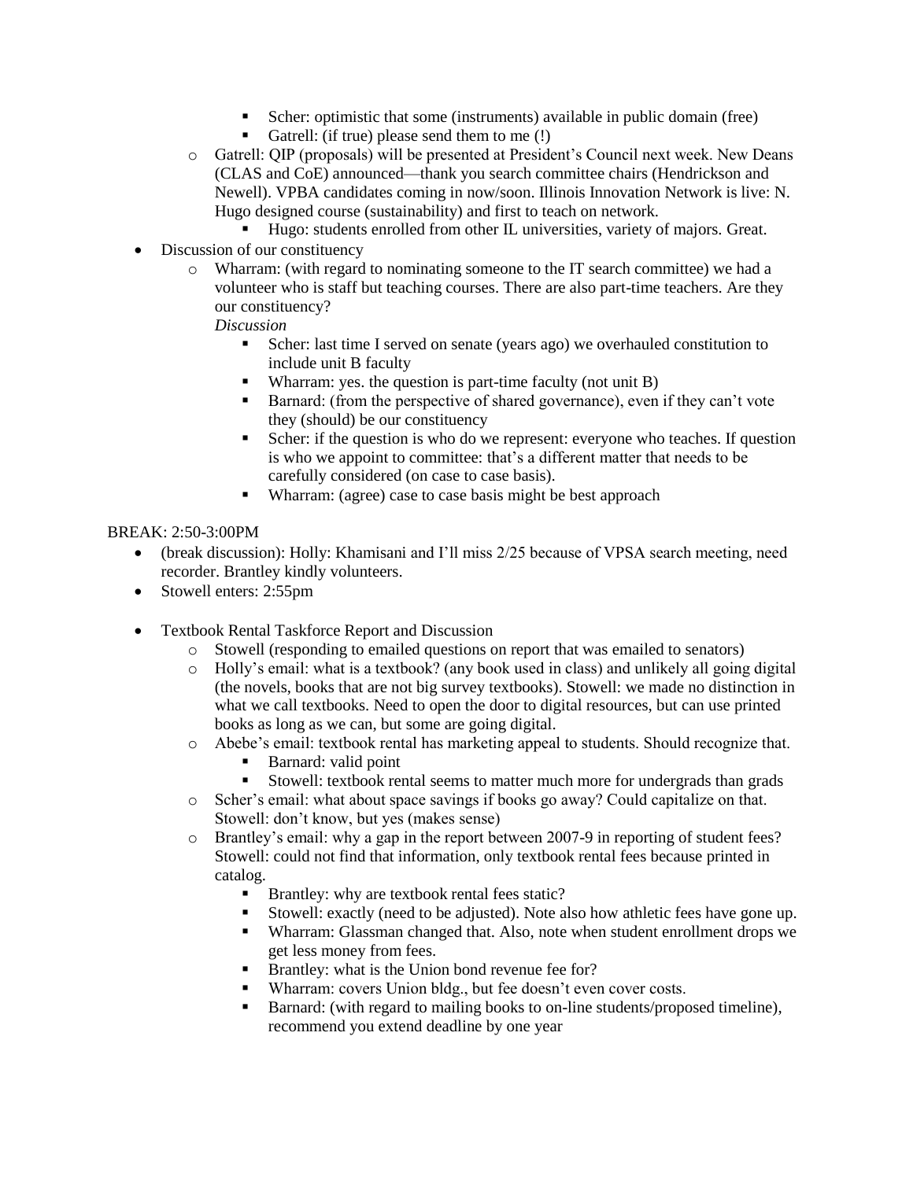- Scher: optimistic that some (instruments) available in public domain (free)
        - Gatrell: (if true) please send them to me (!)
    - Gatrell: QIP (proposals) will be presented at President's Council next week. New Deans (CLAS and CoE) announced—thank you search committee chairs (Hendrickson and Newell). VPBA candidates coming in now/soon. Illinois Innovation Network is live: N. Hugo designed course (sustainability) and first to teach on network.
        - Hugo: students enrolled from other IL universities, variety of majors. Great.
- Discussion of our constituency
    - Wharram: (with regard to nominating someone to the IT search committee) we had a volunteer who is staff but teaching courses. There are also part-time teachers. Are they our constituency?
      *Discussion*
        - Scher: last time I served on senate (years ago) we overhauled constitution to include unit B faculty
        - Wharram: yes. the question is part-time faculty (not unit B)
        - Barnard: (from the perspective of shared governance), even if they can't vote they (should) be our constituency
        - Scher: if the question is who do we represent: everyone who teaches. If question is who we appoint to committee: that's a different matter that needs to be carefully considered (on case to case basis).
        - Wharram: (agree) case to case basis might be best approach

BREAK: 2:50-3:00PM

- (break discussion): Holly: Khamisani and I'll miss 2/25 because of VPSA search meeting, need recorder. Brantley kindly volunteers.
- Stowell enters: 2:55pm

- Textbook Rental Taskforce Report and Discussion
    - Stowell (responding to emailed questions on report that was emailed to senators)
    - Holly's email: what is a textbook? (any book used in class) and unlikely all going digital (the novels, books that are not big survey textbooks). Stowell: we made no distinction in what we call textbooks. Need to open the door to digital resources, but can use printed books as long as we can, but some are going digital.
    - Abebe's email: textbook rental has marketing appeal to students. Should recognize that.
        - Barnard: valid point
        - Stowell: textbook rental seems to matter much more for undergrads than grads
    - Scher's email: what about space savings if books go away? Could capitalize on that. Stowell: don't know, but yes (makes sense)
    - Brantley's email: why a gap in the report between 2007-9 in reporting of student fees? Stowell: could not find that information, only textbook rental fees because printed in catalog.
        - Brantley: why are textbook rental fees static?
        - Stowell: exactly (need to be adjusted). Note also how athletic fees have gone up.
        - Wharram: Glassman changed that. Also, note when student enrollment drops we get less money from fees.
        - Brantley: what is the Union bond revenue fee for?
        - Wharram: covers Union bldg., but fee doesn't even cover costs.
        - Barnard: (with regard to mailing books to on-line students/proposed timeline), recommend you extend deadline by one year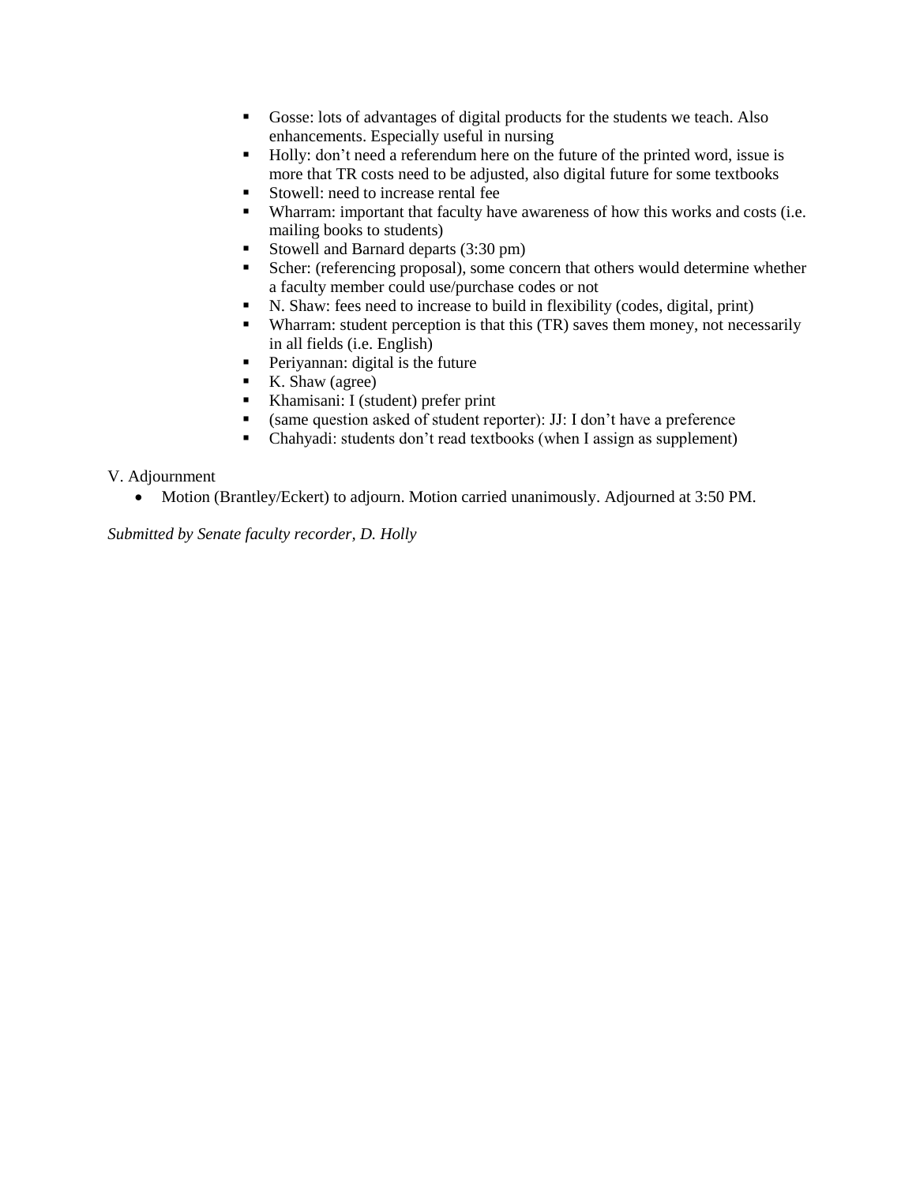- Gosse: lots of advantages of digital products for the students we teach. Also enhancements. Especially useful in nursing
- Holly: don't need a referendum here on the future of the printed word, issue is more that TR costs need to be adjusted, also digital future for some textbooks
- Stowell: need to increase rental fee
- Wharram: important that faculty have awareness of how this works and costs (i.e. mailing books to students)
- Stowell and Barnard departs (3:30 pm)
- Scher: (referencing proposal), some concern that others would determine whether a faculty member could use/purchase codes or not
- N. Shaw: fees need to increase to build in flexibility (codes, digital, print)
- Wharram: student perception is that this (TR) saves them money, not necessarily in all fields (i.e. English)
- Periyannan: digital is the future
- K. Shaw (agree)
- Khamisani: I (student) prefer print
- (same question asked of student reporter): JJ: I don't have a preference
- Chahyadi: students don't read textbooks (when I assign as supplement)

V. Adjournment

- Motion (Brantley/Eckert) to adjourn. Motion carried unanimously. Adjourned at 3:50 PM.

*Submitted by Senate faculty recorder, D. Holly*